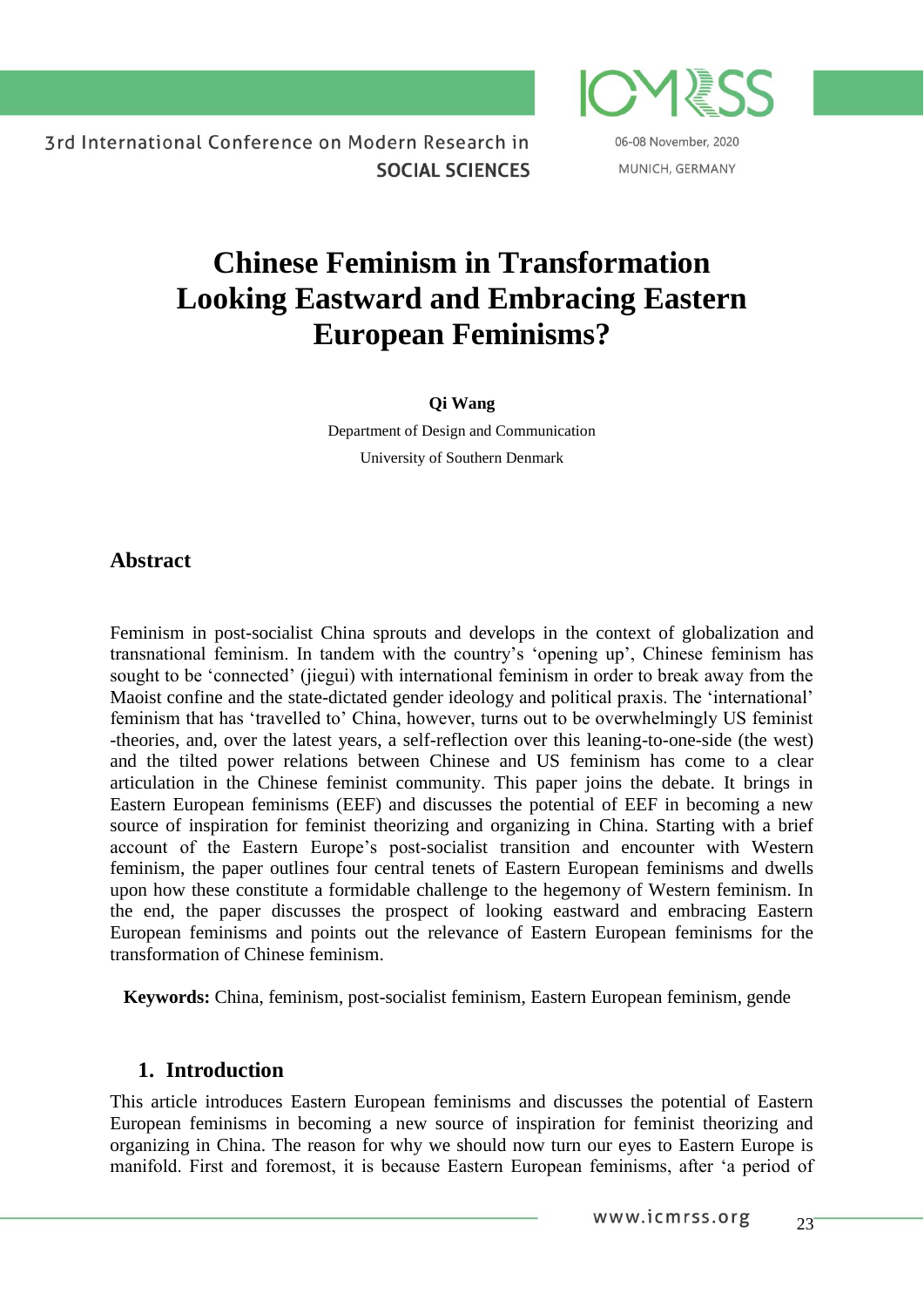# Chinese Feminism in Transformation Looking Eastward and Embracing Eastern European Feminisms?

**Qi Wang**

Department of Design and Communication

University of Southern Denmark

## Abstract

Feminism in post-socialist China sprouts and develops in the context of globalization and transnational feminism. In tandem with the country's 'opening up', Chinese feminism has sought to be 'connected' (jiegui) with international feminism in order to break away from the Maoist confine and the state-dictated gender ideology and political praxis. The 'international' feminism that has 'travelled to' China, however, turns out to be overwhelmingly US feminist -theories, and, over the latest years, a self-reflection over this leaning-to-one-side (the west) and the tilted power relations between Chinese and US feminism has come to a clear articulation in the Chinese feminist community. This paper joins the debate. It brings in Eastern European feminisms (EEF) and discusses the potential of EEF in becoming a new source of inspiration for feminist theorizing and organizing in China. Starting with a brief account of the Eastern Europe's post-socialist transition and encounter with Western feminism, the paper outlines four central tenets of Eastern European feminisms and dwells upon how these constitute a formidable challenge to the hegemony of Western feminism. In the end, the paper discusses the prospect of looking eastward and embracing Eastern European feminisms and points out the relevance of Eastern European feminisms for the transformation of Chinese feminism.

**Keywords:** China, feminism, post-socialist feminism, Eastern European feminism, gende

## 1. Introduction

This article introduces Eastern European feminisms and discusses the potential of Eastern European feminisms in becoming a new source of inspiration for feminist theorizing and organizing in China. The reason for why we should now turn our eyes to Eastern Europe is manifold. First and foremost, it is because Eastern European feminisms, after 'a period of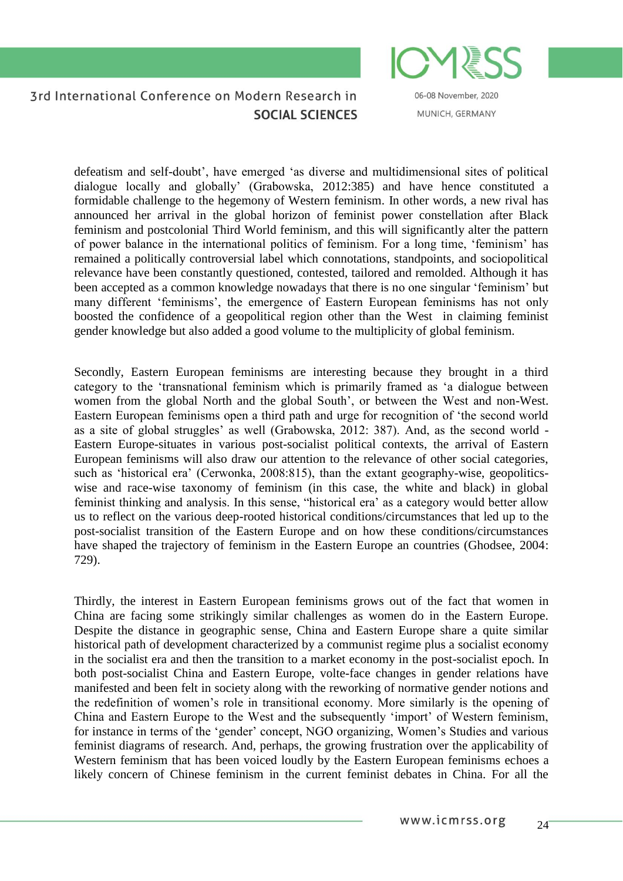defeatism and self-doubt', have emerged 'as diverse and multidimensional sites of political dialogue locally and globally' (Grabowska, 2012:385) and have hence constituted a formidable challenge to the hegemony of Western feminism. In other words, a new rival has announced her arrival in the global horizon of feminist power constellation after Black feminism and postcolonial Third World feminism, and this will significantly alter the pattern of power balance in the international politics of feminism. For a long time, 'feminism' has remained a politically controversial label which connotations, standpoints, and sociopolitical relevance have been constantly questioned, contested, tailored and remolded. Although it has been accepted as a common knowledge nowadays that there is no one singular 'feminism' but many different 'feminisms', the emergence of Eastern European feminisms has not only boosted the confidence of a geopolitical region other than the West in claiming feminist gender knowledge but also added a good volume to the multiplicity of global feminism.

Secondly, Eastern European feminisms are interesting because they brought in a third category to the 'transnational feminism which is primarily framed as 'a dialogue between women from the global North and the global South', or between the West and non-West. Eastern European feminisms open a third path and urge for recognition of 'the second world as a site of global struggles' as well (Grabowska, 2012: 387). And, as the second world - Eastern Europe-situates in various post-socialist political contexts, the arrival of Eastern European feminisms will also draw our attention to the relevance of other social categories, such as 'historical era' (Cerwonka, 2008:815), than the extant geography-wise, geopolitics-wise and race-wise taxonomy of feminism (in this case, the white and black) in global feminist thinking and analysis. In this sense, "historical era" as a category would better allow us to reflect on the various deep-rooted historical conditions/circumstances that led up to the post-socialist transition of the Eastern Europe and on how these conditions/circumstances have shaped the trajectory of feminism in the Eastern Europe an countries (Ghodsee, 2004: 729).

Thirdly, the interest in Eastern European feminisms grows out of the fact that women in China are facing some strikingly similar challenges as women do in the Eastern Europe. Despite the distance in geographic sense, China and Eastern Europe share a quite similar historical path of development characterized by a communist regime plus a socialist economy in the socialist era and then the transition to a market economy in the post-socialist epoch. In both post-socialist China and Eastern Europe, volte-face changes in gender relations have manifested and been felt in society along with the reworking of normative gender notions and the redefinition of women's role in transitional economy. More similarly is the opening of China and Eastern Europe to the West and the subsequently 'import' of Western feminism, for instance in terms of the 'gender' concept, NGO organizing, Women's Studies and various feminist diagrams of research. And, perhaps, the growing frustration over the applicability of Western feminism that has been voiced loudly by the Eastern European feminisms echoes a likely concern of Chinese feminism in the current feminist debates in China. For all the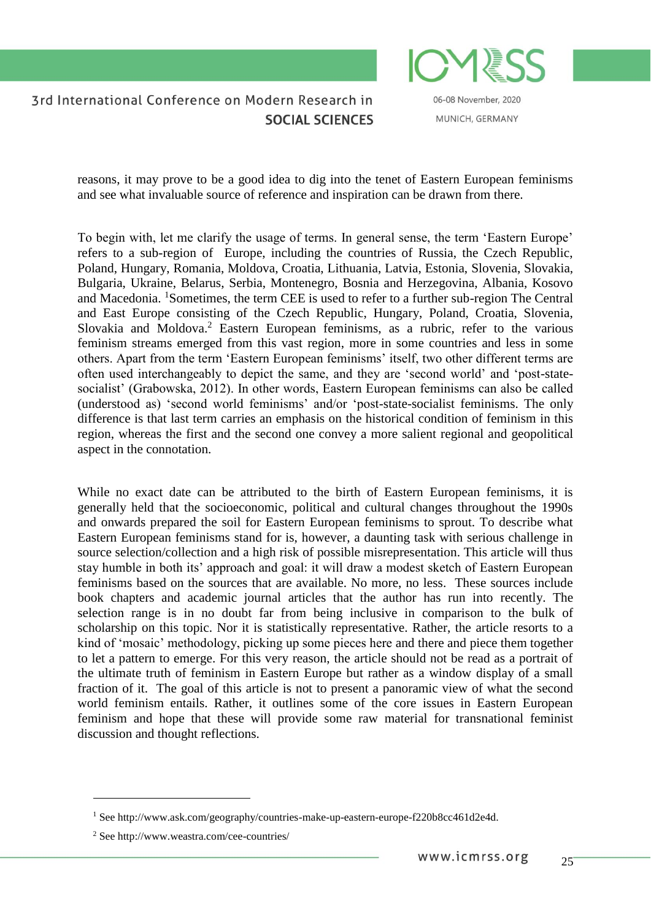reasons, it may prove to be a good idea to dig into the tenet of Eastern European feminisms and see what invaluable source of reference and inspiration can be drawn from there.

To begin with, let me clarify the usage of terms. In general sense, the term 'Eastern Europe' refers to a sub-region of Europe, including the countries of Russia, the Czech Republic, Poland, Hungary, Romania, Moldova, Croatia, Lithuania, Latvia, Estonia, Slovenia, Slovakia, Bulgaria, Ukraine, Belarus, Serbia, Montenegro, Bosnia and Herzegovina, Albania, Kosovo and Macedonia. [1]Sometimes, the term CEE is used to refer to a further sub-region The Central and East Europe consisting of the Czech Republic, Hungary, Poland, Croatia, Slovenia, Slovakia and Moldova.[2] Eastern European feminisms, as a rubric, refer to the various feminism streams emerged from this vast region, more in some countries and less in some others. Apart from the term 'Eastern European feminisms' itself, two other different terms are often used interchangeably to depict the same, and they are 'second world' and 'post-state-socialist' (Grabowska, 2012). In other words, Eastern European feminisms can also be called (understood as) 'second world feminisms' and/or 'post-state-socialist feminisms. The only difference is that last term carries an emphasis on the historical condition of feminism in this region, whereas the first and the second one convey a more salient regional and geopolitical aspect in the connotation.

While no exact date can be attributed to the birth of Eastern European feminisms, it is generally held that the socioeconomic, political and cultural changes throughout the 1990s and onwards prepared the soil for Eastern European feminisms to sprout. To describe what Eastern European feminisms stand for is, however, a daunting task with serious challenge in source selection/collection and a high risk of possible misrepresentation. This article will thus stay humble in both its' approach and goal: it will draw a modest sketch of Eastern European feminisms based on the sources that are available. No more, no less. These sources include book chapters and academic journal articles that the author has run into recently. The selection range is in no doubt far from being inclusive in comparison to the bulk of scholarship on this topic. Nor it is statistically representative. Rather, the article resorts to a kind of 'mosaic' methodology, picking up some pieces here and there and piece them together to let a pattern to emerge. For this very reason, the article should not be read as a portrait of the ultimate truth of feminism in Eastern Europe but rather as a window display of a small fraction of it. The goal of this article is not to present a panoramic view of what the second world feminism entails. Rather, it outlines some of the core issues in Eastern European feminism and hope that these will provide some raw material for transnational feminist discussion and thought reflections.

---

[1] See http://www.ask.com/geography/countries-make-up-eastern-europe-f220b8cc461d2e4d.

[2] See http://www.weastra.com/cee-countries/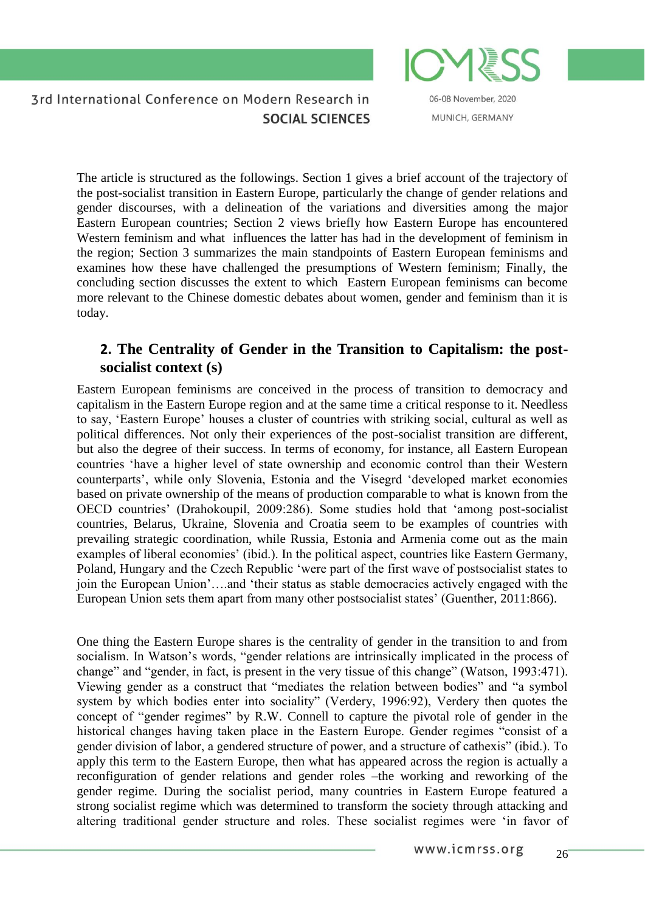The article is structured as the followings. Section 1 gives a brief account of the trajectory of the post-socialist transition in Eastern Europe, particularly the change of gender relations and gender discourses, with a delineation of the variations and diversities among the major Eastern European countries; Section 2 views briefly how Eastern Europe has encountered Western feminism and what influences the latter has had in the development of feminism in the region; Section 3 summarizes the main standpoints of Eastern European feminisms and examines how these have challenged the presumptions of Western feminism; Finally, the concluding section discusses the extent to which Eastern European feminisms can become more relevant to the Chinese domestic debates about women, gender and feminism than it is today.

## 2. The Centrality of Gender in the Transition to Capitalism: the post-socialist context (s)

Eastern European feminisms are conceived in the process of transition to democracy and capitalism in the Eastern Europe region and at the same time a critical response to it. Needless to say, 'Eastern Europe' houses a cluster of countries with striking social, cultural as well as political differences. Not only their experiences of the post-socialist transition are different, but also the degree of their success. In terms of economy, for instance, all Eastern European countries 'have a higher level of state ownership and economic control than their Western counterparts', while only Slovenia, Estonia and the Visegrd 'developed market economies based on private ownership of the means of production comparable to what is known from the OECD countries' (Drahokoupil, 2009:286). Some studies hold that 'among post-socialist countries, Belarus, Ukraine, Slovenia and Croatia seem to be examples of countries with prevailing strategic coordination, while Russia, Estonia and Armenia come out as the main examples of liberal economies' (ibid.). In the political aspect, countries like Eastern Germany, Poland, Hungary and the Czech Republic 'were part of the first wave of postsocialist states to join the European Union'….and 'their status as stable democracies actively engaged with the European Union sets them apart from many other postsocialist states' (Guenther, 2011:866).

One thing the Eastern Europe shares is the centrality of gender in the transition to and from socialism. In Watson's words, "gender relations are intrinsically implicated in the process of change" and "gender, in fact, is present in the very tissue of this change" (Watson, 1993:471). Viewing gender as a construct that "mediates the relation between bodies" and "a symbol system by which bodies enter into sociality" (Verdery, 1996:92), Verdery then quotes the concept of "gender regimes" by R.W. Connell to capture the pivotal role of gender in the historical changes having taken place in the Eastern Europe. Gender regimes "consist of a gender division of labor, a gendered structure of power, and a structure of cathexis" (ibid.). To apply this term to the Eastern Europe, then what has appeared across the region is actually a reconfiguration of gender relations and gender roles –the working and reworking of the gender regime. During the socialist period, many countries in Eastern Europe featured a strong socialist regime which was determined to transform the society through attacking and altering traditional gender structure and roles. These socialist regimes were 'in favor of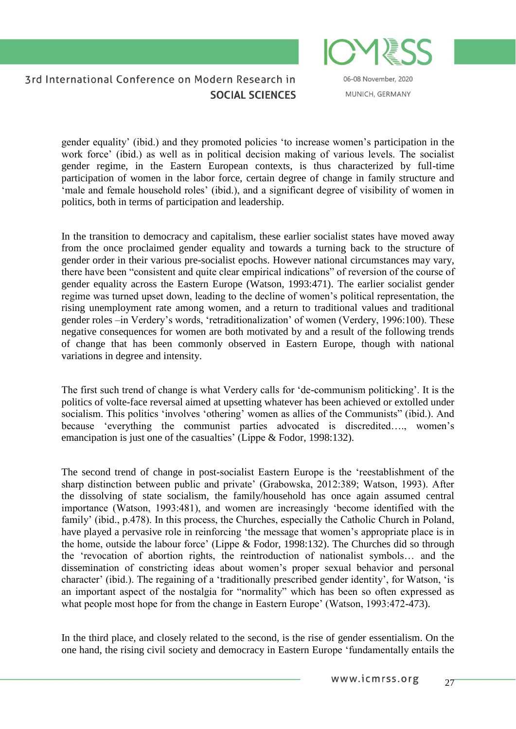gender equality' (ibid.) and they promoted policies 'to increase women's participation in the work force' (ibid.) as well as in political decision making of various levels. The socialist gender regime, in the Eastern European contexts, is thus characterized by full-time participation of women in the labor force, certain degree of change in family structure and 'male and female household roles' (ibid.), and a significant degree of visibility of women in politics, both in terms of participation and leadership.

In the transition to democracy and capitalism, these earlier socialist states have moved away from the once proclaimed gender equality and towards a turning back to the structure of gender order in their various pre-socialist epochs. However national circumstances may vary, there have been "consistent and quite clear empirical indications" of reversion of the course of gender equality across the Eastern Europe (Watson, 1993:471). The earlier socialist gender regime was turned upset down, leading to the decline of women's political representation, the rising unemployment rate among women, and a return to traditional values and traditional gender roles –in Verdery's words, 'retraditionalization' of women (Verdery, 1996:100). These negative consequences for women are both motivated by and a result of the following trends of change that has been commonly observed in Eastern Europe, though with national variations in degree and intensity.

The first such trend of change is what Verdery calls for 'de-communism politicking'. It is the politics of volte-face reversal aimed at upsetting whatever has been achieved or extolled under socialism. This politics 'involves 'othering' women as allies of the Communists" (ibid.). And because 'everything the communist parties advocated is discredited…., women's emancipation is just one of the casualties' (Lippe & Fodor, 1998:132).

The second trend of change in post-socialist Eastern Europe is the 'reestablishment of the sharp distinction between public and private' (Grabowska, 2012:389; Watson, 1993). After the dissolving of state socialism, the family/household has once again assumed central importance (Watson, 1993:481), and women are increasingly 'become identified with the family' (ibid., p.478). In this process, the Churches, especially the Catholic Church in Poland, have played a pervasive role in reinforcing 'the message that women's appropriate place is in the home, outside the labour force' (Lippe & Fodor, 1998:132). The Churches did so through the 'revocation of abortion rights, the reintroduction of nationalist symbols… and the dissemination of constricting ideas about women's proper sexual behavior and personal character' (ibid.). The regaining of a 'traditionally prescribed gender identity', for Watson, 'is an important aspect of the nostalgia for "normality" which has been so often expressed as what people most hope for from the change in Eastern Europe' (Watson, 1993:472-473).

In the third place, and closely related to the second, is the rise of gender essentialism. On the one hand, the rising civil society and democracy in Eastern Europe 'fundamentally entails the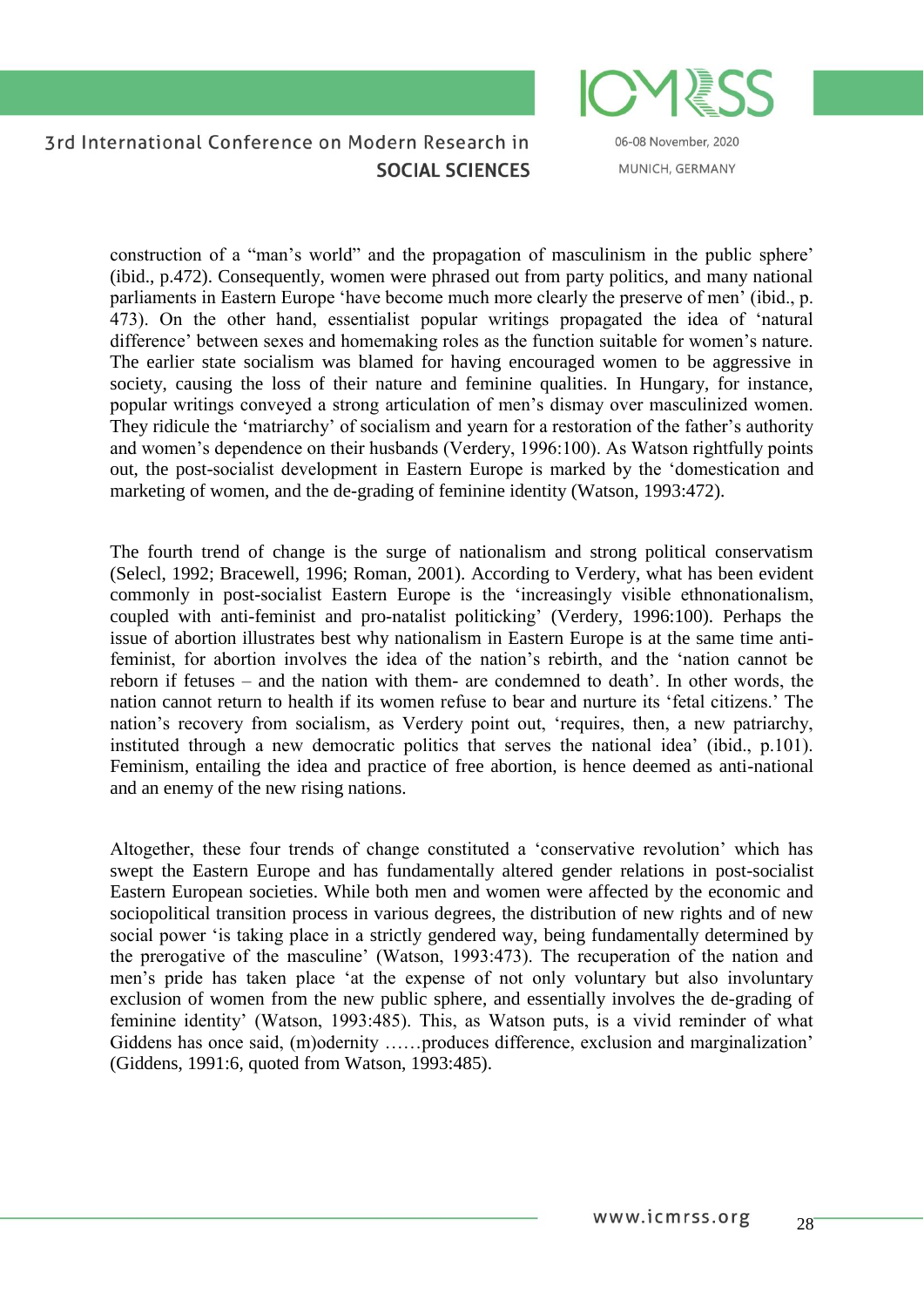construction of a "man's world" and the propagation of masculinism in the public sphere' (ibid., p.472). Consequently, women were phrased out from party politics, and many national parliaments in Eastern Europe 'have become much more clearly the preserve of men' (ibid., p. 473). On the other hand, essentialist popular writings propagated the idea of 'natural difference' between sexes and homemaking roles as the function suitable for women's nature. The earlier state socialism was blamed for having encouraged women to be aggressive in society, causing the loss of their nature and feminine qualities. In Hungary, for instance, popular writings conveyed a strong articulation of men's dismay over masculinized women. They ridicule the 'matriarchy' of socialism and yearn for a restoration of the father's authority and women's dependence on their husbands (Verdery, 1996:100). As Watson rightfully points out, the post-socialist development in Eastern Europe is marked by the 'domestication and marketing of women, and the de-grading of feminine identity (Watson, 1993:472).

The fourth trend of change is the surge of nationalism and strong political conservatism (Selecl, 1992; Bracewell, 1996; Roman, 2001). According to Verdery, what has been evident commonly in post-socialist Eastern Europe is the 'increasingly visible ethnonationalism, coupled with anti-feminist and pro-natalist politicking' (Verdery, 1996:100). Perhaps the issue of abortion illustrates best why nationalism in Eastern Europe is at the same time anti-feminist, for abortion involves the idea of the nation's rebirth, and the 'nation cannot be reborn if fetuses – and the nation with them- are condemned to death'. In other words, the nation cannot return to health if its women refuse to bear and nurture its 'fetal citizens.' The nation's recovery from socialism, as Verdery point out, 'requires, then, a new patriarchy, instituted through a new democratic politics that serves the national idea' (ibid., p.101). Feminism, entailing the idea and practice of free abortion, is hence deemed as anti-national and an enemy of the new rising nations.

Altogether, these four trends of change constituted a 'conservative revolution' which has swept the Eastern Europe and has fundamentally altered gender relations in post-socialist Eastern European societies. While both men and women were affected by the economic and sociopolitical transition process in various degrees, the distribution of new rights and of new social power 'is taking place in a strictly gendered way, being fundamentally determined by the prerogative of the masculine' (Watson, 1993:473). The recuperation of the nation and men's pride has taken place 'at the expense of not only voluntary but also involuntary exclusion of women from the new public sphere, and essentially involves the de-grading of feminine identity' (Watson, 1993:485). This, as Watson puts, is a vivid reminder of what Giddens has once said, (m)odernity ……produces difference, exclusion and marginalization' (Giddens, 1991:6, quoted from Watson, 1993:485).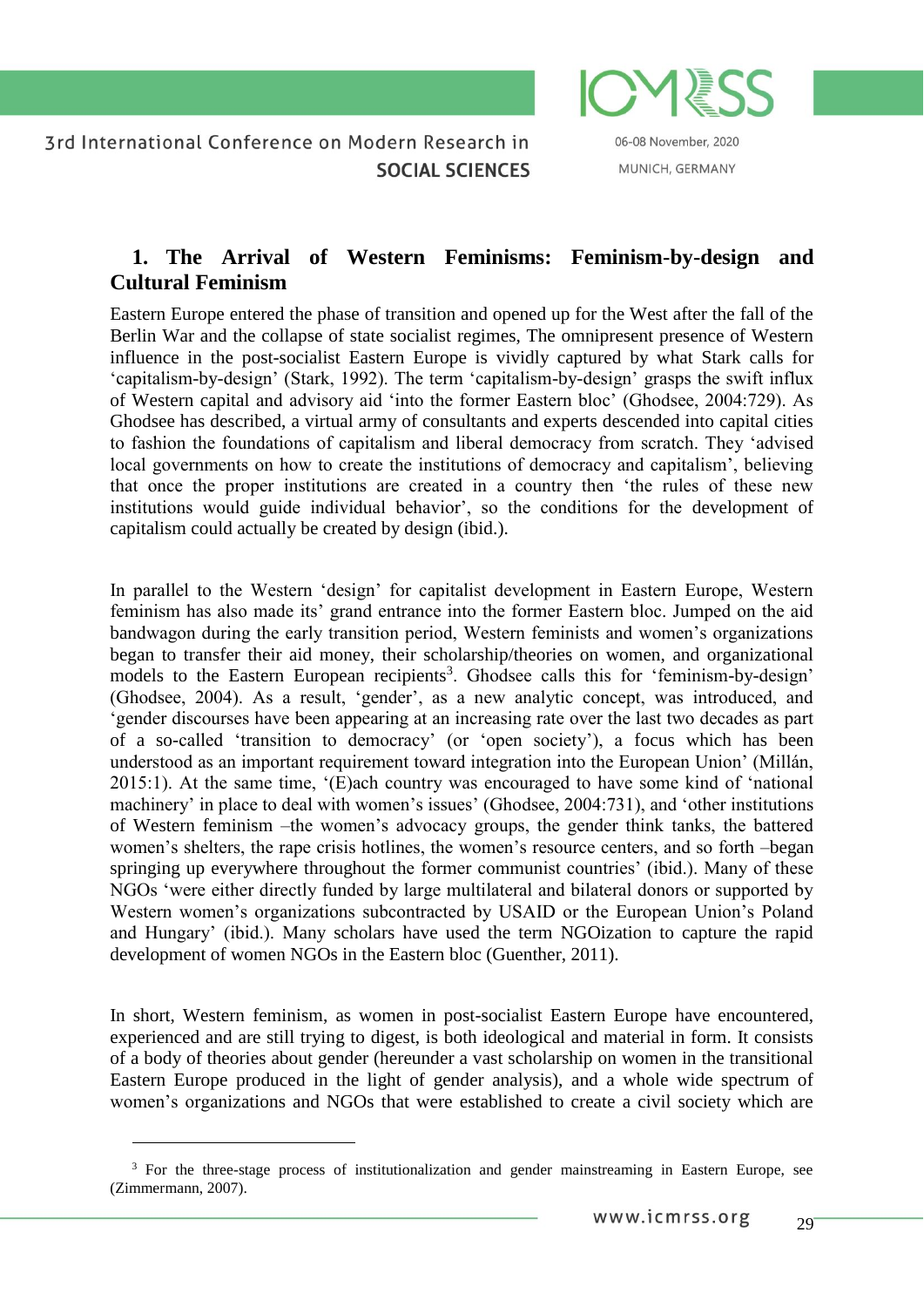## 1. The Arrival of Western Feminisms: Feminism-by-design and Cultural Feminism

Eastern Europe entered the phase of transition and opened up for the West after the fall of the Berlin War and the collapse of state socialist regimes, The omnipresent presence of Western influence in the post-socialist Eastern Europe is vividly captured by what Stark calls for 'capitalism-by-design' (Stark, 1992). The term 'capitalism-by-design' grasps the swift influx of Western capital and advisory aid 'into the former Eastern bloc' (Ghodsee, 2004:729). As Ghodsee has described, a virtual army of consultants and experts descended into capital cities to fashion the foundations of capitalism and liberal democracy from scratch. They 'advised local governments on how to create the institutions of democracy and capitalism', believing that once the proper institutions are created in a country then 'the rules of these new institutions would guide individual behavior', so the conditions for the development of capitalism could actually be created by design (ibid.).

In parallel to the Western 'design' for capitalist development in Eastern Europe, Western feminism has also made its' grand entrance into the former Eastern bloc. Jumped on the aid bandwagon during the early transition period, Western feminists and women's organizations began to transfer their aid money, their scholarship/theories on women, and organizational models to the Eastern European recipients[3]. Ghodsee calls this for 'feminism-by-design' (Ghodsee, 2004). As a result, 'gender', as a new analytic concept, was introduced, and 'gender discourses have been appearing at an increasing rate over the last two decades as part of a so-called 'transition to democracy' (or 'open society'), a focus which has been understood as an important requirement toward integration into the European Union' (Millán, 2015:1). At the same time, '(E)ach country was encouraged to have some kind of 'national machinery' in place to deal with women's issues' (Ghodsee, 2004:731), and 'other institutions of Western feminism –the women's advocacy groups, the gender think tanks, the battered women's shelters, the rape crisis hotlines, the women's resource centers, and so forth –began springing up everywhere throughout the former communist countries' (ibid.). Many of these NGOs 'were either directly funded by large multilateral and bilateral donors or supported by Western women's organizations subcontracted by USAID or the European Union's Poland and Hungary' (ibid.). Many scholars have used the term NGOization to capture the rapid development of women NGOs in the Eastern bloc (Guenther, 2011).

In short, Western feminism, as women in post-socialist Eastern Europe have encountered, experienced and are still trying to digest, is both ideological and material in form. It consists of a body of theories about gender (hereunder a vast scholarship on women in the transitional Eastern Europe produced in the light of gender analysis), and a whole wide spectrum of women's organizations and NGOs that were established to create a civil society which are

[3] For the three-stage process of institutionalization and gender mainstreaming in Eastern Europe, see (Zimmermann, 2007).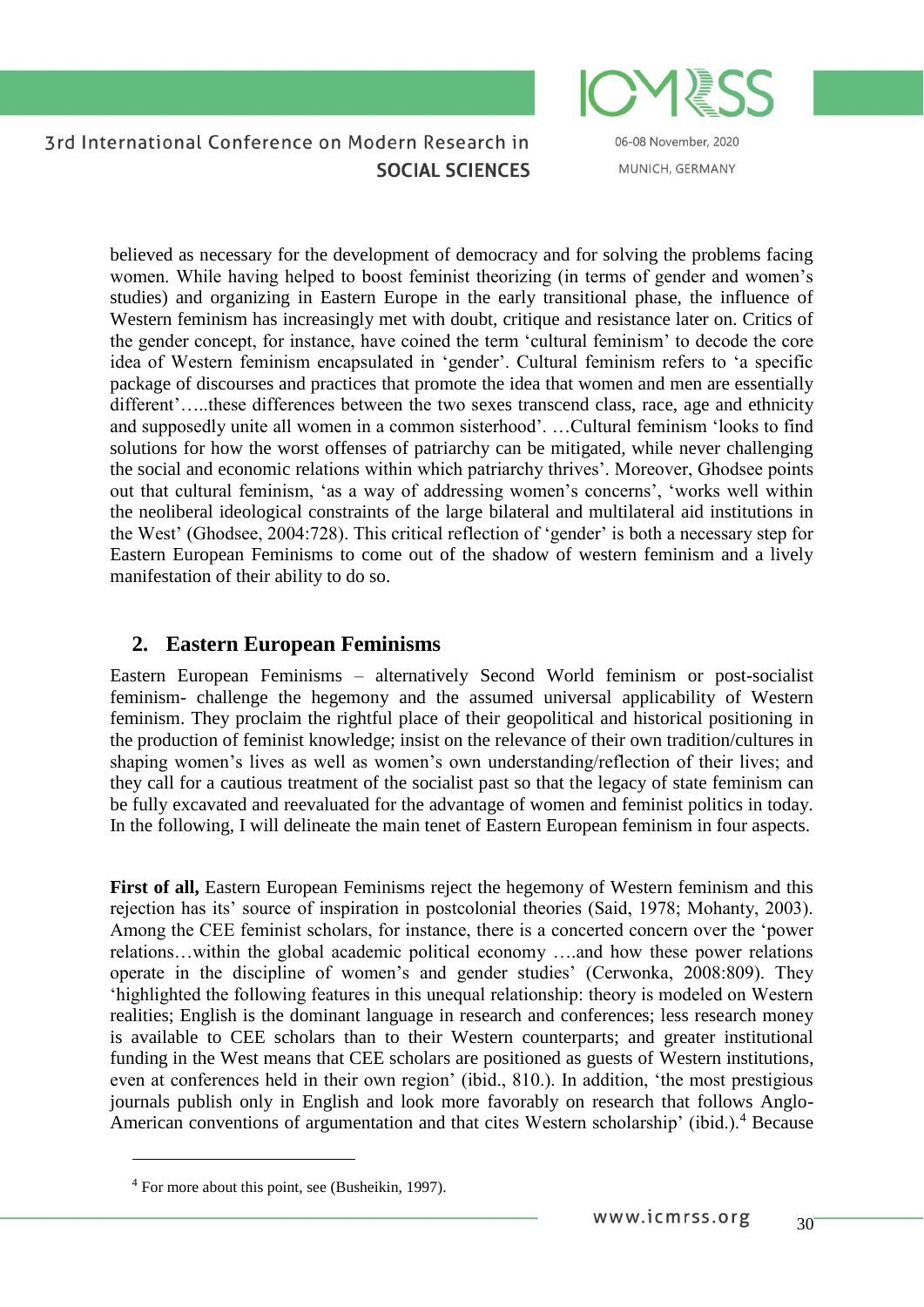believed as necessary for the development of democracy and for solving the problems facing women. While having helped to boost feminist theorizing (in terms of gender and women's studies) and organizing in Eastern Europe in the early transitional phase, the influence of Western feminism has increasingly met with doubt, critique and resistance later on. Critics of the gender concept, for instance, have coined the term 'cultural feminism' to decode the core idea of Western feminism encapsulated in 'gender'. Cultural feminism refers to 'a specific package of discourses and practices that promote the idea that women and men are essentially different'…..these differences between the two sexes transcend class, race, age and ethnicity and supposedly unite all women in a common sisterhood'. …Cultural feminism 'looks to find solutions for how the worst offenses of patriarchy can be mitigated, while never challenging the social and economic relations within which patriarchy thrives'. Moreover, Ghodsee points out that cultural feminism, 'as a way of addressing women's concerns', 'works well within the neoliberal ideological constraints of the large bilateral and multilateral aid institutions in the West' (Ghodsee, 2004:728). This critical reflection of 'gender' is both a necessary step for Eastern European Feminisms to come out of the shadow of western feminism and a lively manifestation of their ability to do so.

## 2. Eastern European Feminisms

Eastern European Feminisms – alternatively Second World feminism or post-socialist feminism- challenge the hegemony and the assumed universal applicability of Western feminism. They proclaim the rightful place of their geopolitical and historical positioning in the production of feminist knowledge; insist on the relevance of their own tradition/cultures in shaping women's lives as well as women's own understanding/reflection of their lives; and they call for a cautious treatment of the socialist past so that the legacy of state feminism can be fully excavated and reevaluated for the advantage of women and feminist politics in today. In the following, I will delineate the main tenet of Eastern European feminism in four aspects.

**First of all,** Eastern European Feminisms reject the hegemony of Western feminism and this rejection has its' source of inspiration in postcolonial theories (Said, 1978; Mohanty, 2003). Among the CEE feminist scholars, for instance, there is a concerted concern over the 'power relations…within the global academic political economy ….and how these power relations operate in the discipline of women's and gender studies' (Cerwonka, 2008:809). They 'highlighted the following features in this unequal relationship: theory is modeled on Western realities; English is the dominant language in research and conferences; less research money is available to CEE scholars than to their Western counterparts; and greater institutional funding in the West means that CEE scholars are positioned as guests of Western institutions, even at conferences held in their own region' (ibid., 810.). In addition, 'the most prestigious journals publish only in English and look more favorably on research that follows Anglo-American conventions of argumentation and that cites Western scholarship' (ibid.).[4] Because

[4] For more about this point, see (Busheikin, 1997).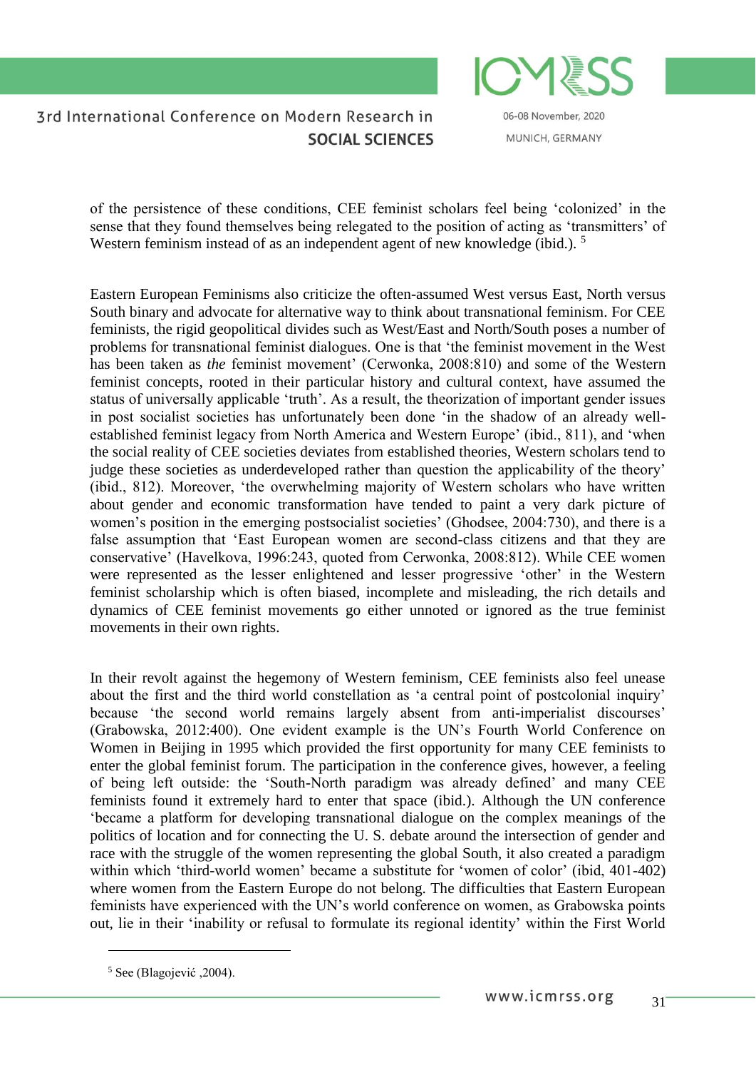of the persistence of these conditions, CEE feminist scholars feel being 'colonized' in the sense that they found themselves being relegated to the position of acting as 'transmitters' of Western feminism instead of as an independent agent of new knowledge (ibid.). [5]

Eastern European Feminisms also criticize the often-assumed West versus East, North versus South binary and advocate for alternative way to think about transnational feminism. For CEE feminists, the rigid geopolitical divides such as West/East and North/South poses a number of problems for transnational feminist dialogues. One is that 'the feminist movement in the West has been taken as *the* feminist movement' (Cerwonka, 2008:810) and some of the Western feminist concepts, rooted in their particular history and cultural context, have assumed the status of universally applicable 'truth'. As a result, the theorization of important gender issues in post socialist societies has unfortunately been done 'in the shadow of an already well-established feminist legacy from North America and Western Europe' (ibid., 811), and 'when the social reality of CEE societies deviates from established theories, Western scholars tend to judge these societies as underdeveloped rather than question the applicability of the theory' (ibid., 812). Moreover, 'the overwhelming majority of Western scholars who have written about gender and economic transformation have tended to paint a very dark picture of women's position in the emerging postsocialist societies' (Ghodsee, 2004:730), and there is a false assumption that 'East European women are second-class citizens and that they are conservative' (Havelkova, 1996:243, quoted from Cerwonka, 2008:812). While CEE women were represented as the lesser enlightened and lesser progressive 'other' in the Western feminist scholarship which is often biased, incomplete and misleading, the rich details and dynamics of CEE feminist movements go either unnoted or ignored as the true feminist movements in their own rights.

In their revolt against the hegemony of Western feminism, CEE feminists also feel unease about the first and the third world constellation as 'a central point of postcolonial inquiry' because 'the second world remains largely absent from anti-imperialist discourses' (Grabowska, 2012:400). One evident example is the UN's Fourth World Conference on Women in Beijing in 1995 which provided the first opportunity for many CEE feminists to enter the global feminist forum. The participation in the conference gives, however, a feeling of being left outside: the 'South-North paradigm was already defined' and many CEE feminists found it extremely hard to enter that space (ibid.). Although the UN conference 'became a platform for developing transnational dialogue on the complex meanings of the politics of location and for connecting the U. S. debate around the intersection of gender and race with the struggle of the women representing the global South, it also created a paradigm within which 'third-world women' became a substitute for 'women of color' (ibid, 401-402) where women from the Eastern Europe do not belong. The difficulties that Eastern European feminists have experienced with the UN's world conference on women, as Grabowska points out, lie in their 'inability or refusal to formulate its regional identity' within the First World

[5] See (Blagojević ,2004).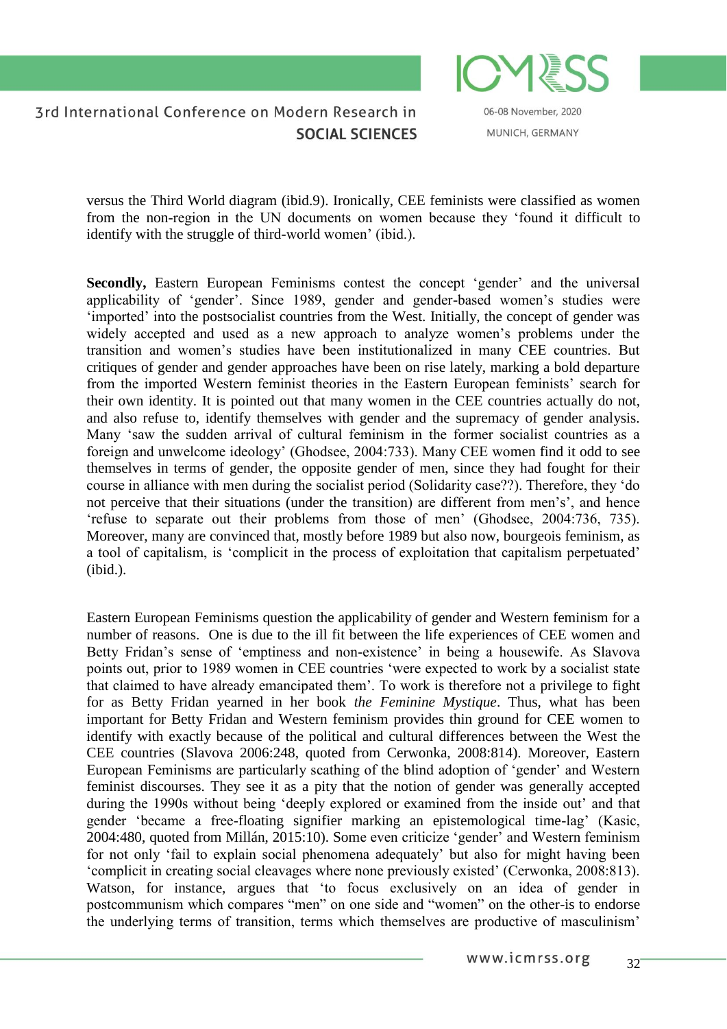versus the Third World diagram (ibid.9). Ironically, CEE feminists were classified as women from the non-region in the UN documents on women because they 'found it difficult to identify with the struggle of third-world women' (ibid.).

**Secondly,** Eastern European Feminisms contest the concept 'gender' and the universal applicability of 'gender'. Since 1989, gender and gender-based women's studies were 'imported' into the postsocialist countries from the West. Initially, the concept of gender was widely accepted and used as a new approach to analyze women's problems under the transition and women's studies have been institutionalized in many CEE countries. But critiques of gender and gender approaches have been on rise lately, marking a bold departure from the imported Western feminist theories in the Eastern European feminists' search for their own identity. It is pointed out that many women in the CEE countries actually do not, and also refuse to, identify themselves with gender and the supremacy of gender analysis. Many 'saw the sudden arrival of cultural feminism in the former socialist countries as a foreign and unwelcome ideology' (Ghodsee, 2004:733). Many CEE women find it odd to see themselves in terms of gender, the opposite gender of men, since they had fought for their course in alliance with men during the socialist period (Solidarity case??). Therefore, they 'do not perceive that their situations (under the transition) are different from men's', and hence 'refuse to separate out their problems from those of men' (Ghodsee, 2004:736, 735). Moreover, many are convinced that, mostly before 1989 but also now, bourgeois feminism, as a tool of capitalism, is 'complicit in the process of exploitation that capitalism perpetuated' (ibid.).

Eastern European Feminisms question the applicability of gender and Western feminism for a number of reasons. One is due to the ill fit between the life experiences of CEE women and Betty Fridan's sense of 'emptiness and non-existence' in being a housewife. As Slavova points out, prior to 1989 women in CEE countries 'were expected to work by a socialist state that claimed to have already emancipated them'. To work is therefore not a privilege to fight for as Betty Fridan yearned in her book *the Feminine Mystique*. Thus, what has been important for Betty Fridan and Western feminism provides thin ground for CEE women to identify with exactly because of the political and cultural differences between the West the CEE countries (Slavova 2006:248, quoted from Cerwonka, 2008:814). Moreover, Eastern European Feminisms are particularly scathing of the blind adoption of 'gender' and Western feminist discourses. They see it as a pity that the notion of gender was generally accepted during the 1990s without being 'deeply explored or examined from the inside out' and that gender 'became a free-floating signifier marking an epistemological time-lag' (Kasic, 2004:480, quoted from Millán, 2015:10). Some even criticize 'gender' and Western feminism for not only 'fail to explain social phenomena adequately' but also for might having been 'complicit in creating social cleavages where none previously existed' (Cerwonka, 2008:813). Watson, for instance, argues that 'to focus exclusively on an idea of gender in postcommunism which compares "men" on one side and "women" on the other-is to endorse the underlying terms of transition, terms which themselves are productive of masculinism'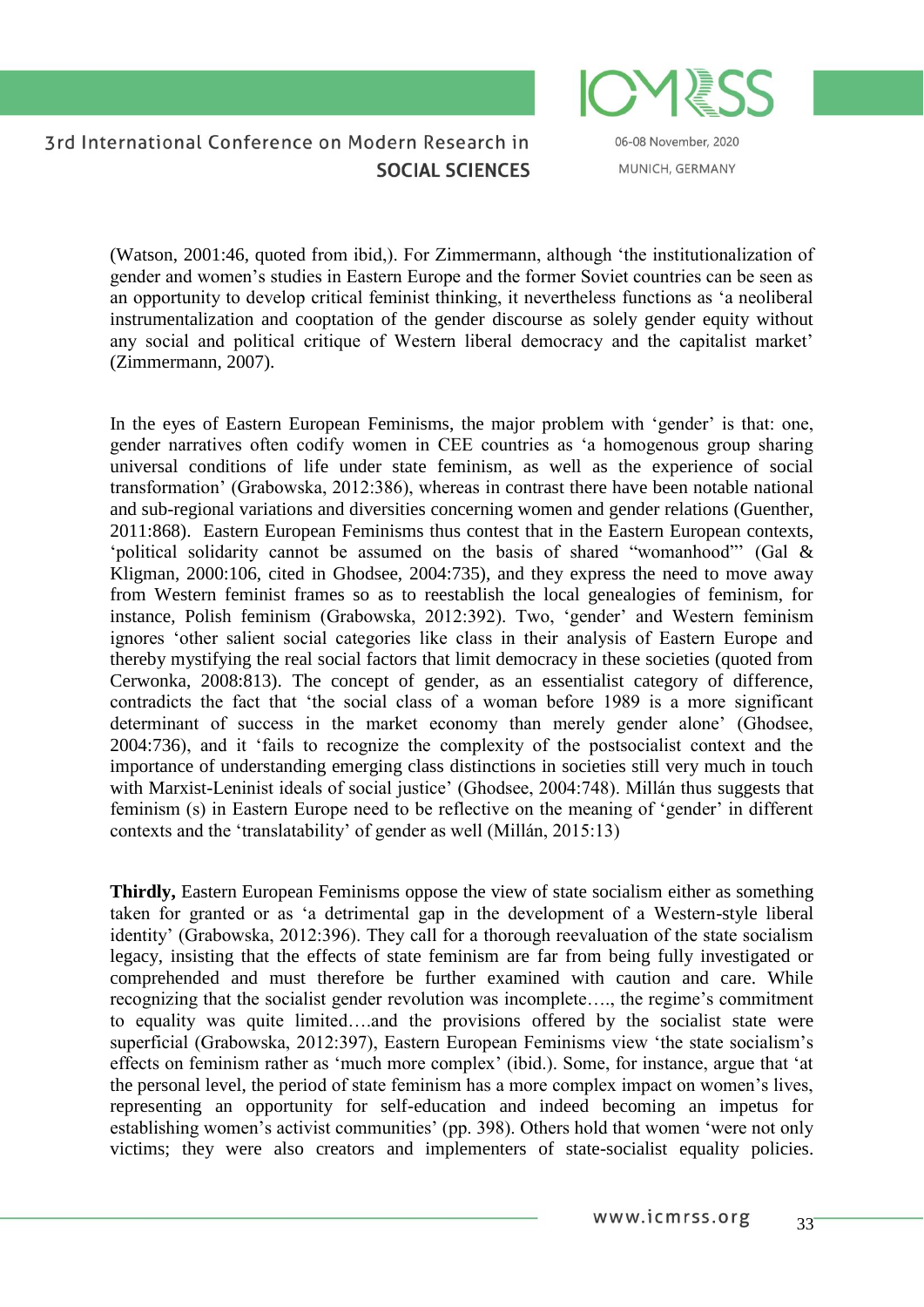(Watson, 2001:46, quoted from ibid,). For Zimmermann, although 'the institutionalization of gender and women's studies in Eastern Europe and the former Soviet countries can be seen as an opportunity to develop critical feminist thinking, it nevertheless functions as 'a neoliberal instrumentalization and cooptation of the gender discourse as solely gender equity without any social and political critique of Western liberal democracy and the capitalist market' (Zimmermann, 2007).

In the eyes of Eastern European Feminisms, the major problem with 'gender' is that: one, gender narratives often codify women in CEE countries as 'a homogenous group sharing universal conditions of life under state feminism, as well as the experience of social transformation' (Grabowska, 2012:386), whereas in contrast there have been notable national and sub-regional variations and diversities concerning women and gender relations (Guenther, 2011:868). Eastern European Feminisms thus contest that in the Eastern European contexts, 'political solidarity cannot be assumed on the basis of shared "womanhood"' (Gal & Kligman, 2000:106, cited in Ghodsee, 2004:735), and they express the need to move away from Western feminist frames so as to reestablish the local genealogies of feminism, for instance, Polish feminism (Grabowska, 2012:392). Two, 'gender' and Western feminism ignores 'other salient social categories like class in their analysis of Eastern Europe and thereby mystifying the real social factors that limit democracy in these societies (quoted from Cerwonka, 2008:813). The concept of gender, as an essentialist category of difference, contradicts the fact that 'the social class of a woman before 1989 is a more significant determinant of success in the market economy than merely gender alone' (Ghodsee, 2004:736), and it 'fails to recognize the complexity of the postsocialist context and the importance of understanding emerging class distinctions in societies still very much in touch with Marxist-Leninist ideals of social justice' (Ghodsee, 2004:748). Millán thus suggests that feminism (s) in Eastern Europe need to be reflective on the meaning of 'gender' in different contexts and the 'translatability' of gender as well (Millán, 2015:13)

**Thirdly,** Eastern European Feminisms oppose the view of state socialism either as something taken for granted or as 'a detrimental gap in the development of a Western-style liberal identity' (Grabowska, 2012:396). They call for a thorough reevaluation of the state socialism legacy, insisting that the effects of state feminism are far from being fully investigated or comprehended and must therefore be further examined with caution and care. While recognizing that the socialist gender revolution was incomplete…., the regime's commitment to equality was quite limited….and the provisions offered by the socialist state were superficial (Grabowska, 2012:397), Eastern European Feminisms view 'the state socialism's effects on feminism rather as 'much more complex' (ibid.). Some, for instance, argue that 'at the personal level, the period of state feminism has a more complex impact on women's lives, representing an opportunity for self-education and indeed becoming an impetus for establishing women's activist communities' (pp. 398). Others hold that women 'were not only victims; they were also creators and implementers of state-socialist equality policies.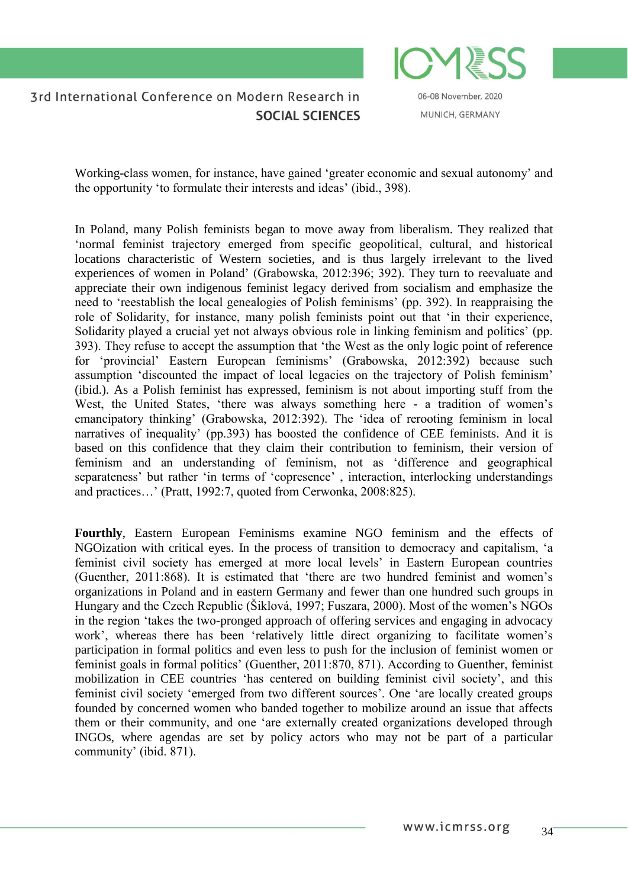Working-class women, for instance, have gained 'greater economic and sexual autonomy' and the opportunity 'to formulate their interests and ideas' (ibid., 398).

In Poland, many Polish feminists began to move away from liberalism. They realized that 'normal feminist trajectory emerged from specific geopolitical, cultural, and historical locations characteristic of Western societies, and is thus largely irrelevant to the lived experiences of women in Poland' (Grabowska, 2012:396; 392). They turn to reevaluate and appreciate their own indigenous feminist legacy derived from socialism and emphasize the need to 'reestablish the local genealogies of Polish feminisms' (pp. 392). In reappraising the role of Solidarity, for instance, many polish feminists point out that 'in their experience, Solidarity played a crucial yet not always obvious role in linking feminism and politics' (pp. 393). They refuse to accept the assumption that 'the West as the only logic point of reference for 'provincial' Eastern European feminisms' (Grabowska, 2012:392) because such assumption 'discounted the impact of local legacies on the trajectory of Polish feminism' (ibid.). As a Polish feminist has expressed, feminism is not about importing stuff from the West, the United States, 'there was always something here - a tradition of women's emancipatory thinking' (Grabowska, 2012:392). The 'idea of rerooting feminism in local narratives of inequality' (pp.393) has boosted the confidence of CEE feminists. And it is based on this confidence that they claim their contribution to feminism, their version of feminism and an understanding of feminism, not as 'difference and geographical separateness' but rather 'in terms of 'copresence' , interaction, interlocking understandings and practices…' (Pratt, 1992:7, quoted from Cerwonka, 2008:825).

**Fourthly**, Eastern European Feminisms examine NGO feminism and the effects of NGOization with critical eyes. In the process of transition to democracy and capitalism, 'a feminist civil society has emerged at more local levels' in Eastern European countries (Guenther, 2011:868). It is estimated that 'there are two hundred feminist and women's organizations in Poland and in eastern Germany and fewer than one hundred such groups in Hungary and the Czech Republic (Šiklová, 1997; Fuszara, 2000). Most of the women's NGOs in the region 'takes the two-pronged approach of offering services and engaging in advocacy work', whereas there has been 'relatively little direct organizing to facilitate women's participation in formal politics and even less to push for the inclusion of feminist women or feminist goals in formal politics' (Guenther, 2011:870, 871). According to Guenther, feminist mobilization in CEE countries 'has centered on building feminist civil society', and this feminist civil society 'emerged from two different sources'. One 'are locally created groups founded by concerned women who banded together to mobilize around an issue that affects them or their community, and one 'are externally created organizations developed through INGOs, where agendas are set by policy actors who may not be part of a particular community' (ibid. 871).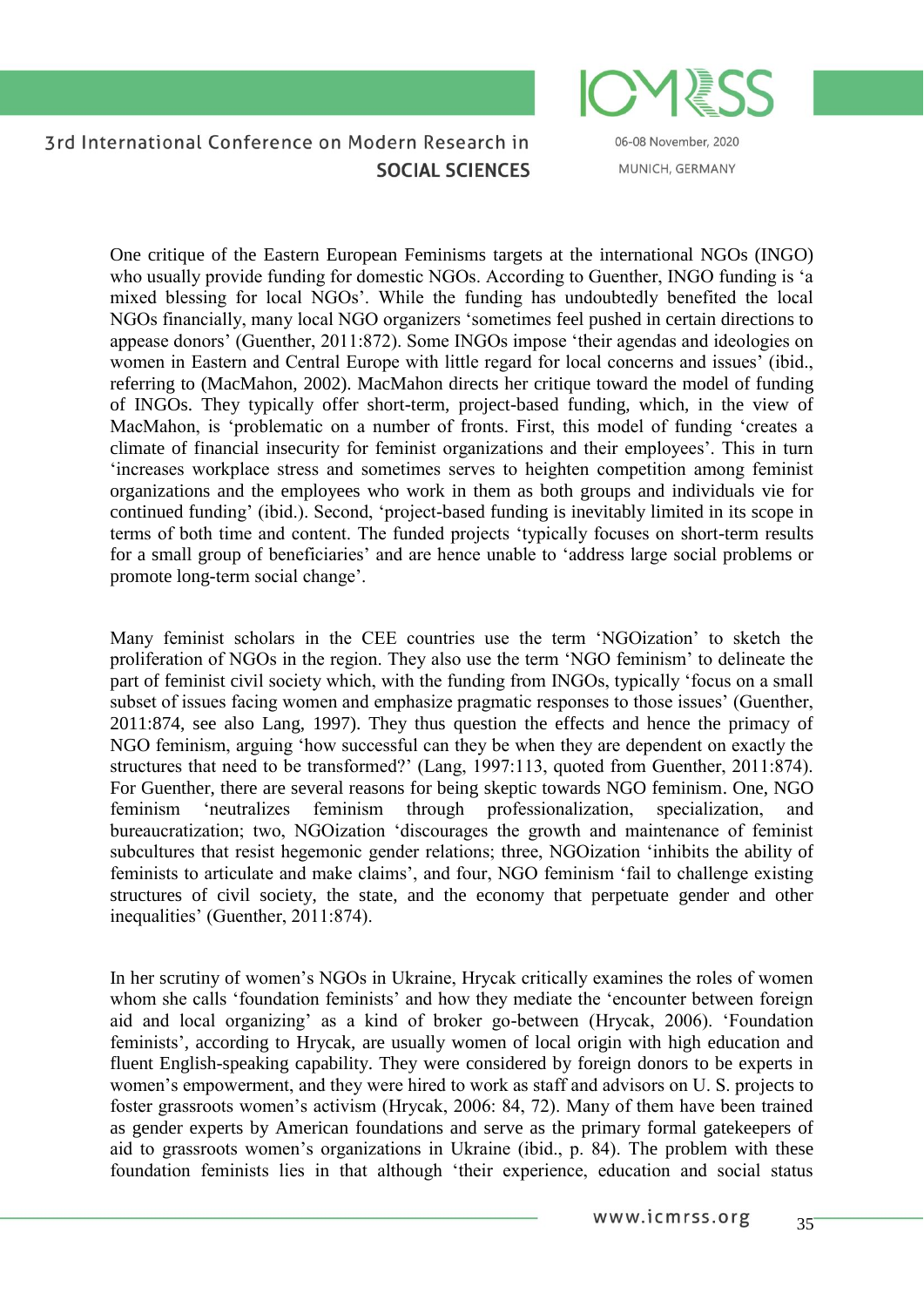One critique of the Eastern European Feminisms targets at the international NGOs (INGO) who usually provide funding for domestic NGOs. According to Guenther, INGO funding is 'a mixed blessing for local NGOs'. While the funding has undoubtedly benefited the local NGOs financially, many local NGO organizers 'sometimes feel pushed in certain directions to appease donors' (Guenther, 2011:872). Some INGOs impose 'their agendas and ideologies on women in Eastern and Central Europe with little regard for local concerns and issues' (ibid., referring to (MacMahon, 2002). MacMahon directs her critique toward the model of funding of INGOs. They typically offer short-term, project-based funding, which, in the view of MacMahon, is 'problematic on a number of fronts. First, this model of funding 'creates a climate of financial insecurity for feminist organizations and their employees'. This in turn 'increases workplace stress and sometimes serves to heighten competition among feminist organizations and the employees who work in them as both groups and individuals vie for continued funding' (ibid.). Second, 'project-based funding is inevitably limited in its scope in terms of both time and content. The funded projects 'typically focuses on short-term results for a small group of beneficiaries' and are hence unable to 'address large social problems or promote long-term social change'.

Many feminist scholars in the CEE countries use the term 'NGOization' to sketch the proliferation of NGOs in the region. They also use the term 'NGO feminism' to delineate the part of feminist civil society which, with the funding from INGOs, typically 'focus on a small subset of issues facing women and emphasize pragmatic responses to those issues' (Guenther, 2011:874, see also Lang, 1997). They thus question the effects and hence the primacy of NGO feminism, arguing 'how successful can they be when they are dependent on exactly the structures that need to be transformed?' (Lang, 1997:113, quoted from Guenther, 2011:874). For Guenther, there are several reasons for being skeptic towards NGO feminism. One, NGO feminism 'neutralizes feminism through professionalization, specialization, and bureaucratization; two, NGOization 'discourages the growth and maintenance of feminist subcultures that resist hegemonic gender relations; three, NGOization 'inhibits the ability of feminists to articulate and make claims', and four, NGO feminism 'fail to challenge existing structures of civil society, the state, and the economy that perpetuate gender and other inequalities' (Guenther, 2011:874).

In her scrutiny of women's NGOs in Ukraine, Hrycak critically examines the roles of women whom she calls 'foundation feminists' and how they mediate the 'encounter between foreign aid and local organizing' as a kind of broker go-between (Hrycak, 2006). 'Foundation feminists', according to Hrycak, are usually women of local origin with high education and fluent English-speaking capability. They were considered by foreign donors to be experts in women's empowerment, and they were hired to work as staff and advisors on U. S. projects to foster grassroots women's activism (Hrycak, 2006: 84, 72). Many of them have been trained as gender experts by American foundations and serve as the primary formal gatekeepers of aid to grassroots women's organizations in Ukraine (ibid., p. 84). The problem with these foundation feminists lies in that although 'their experience, education and social status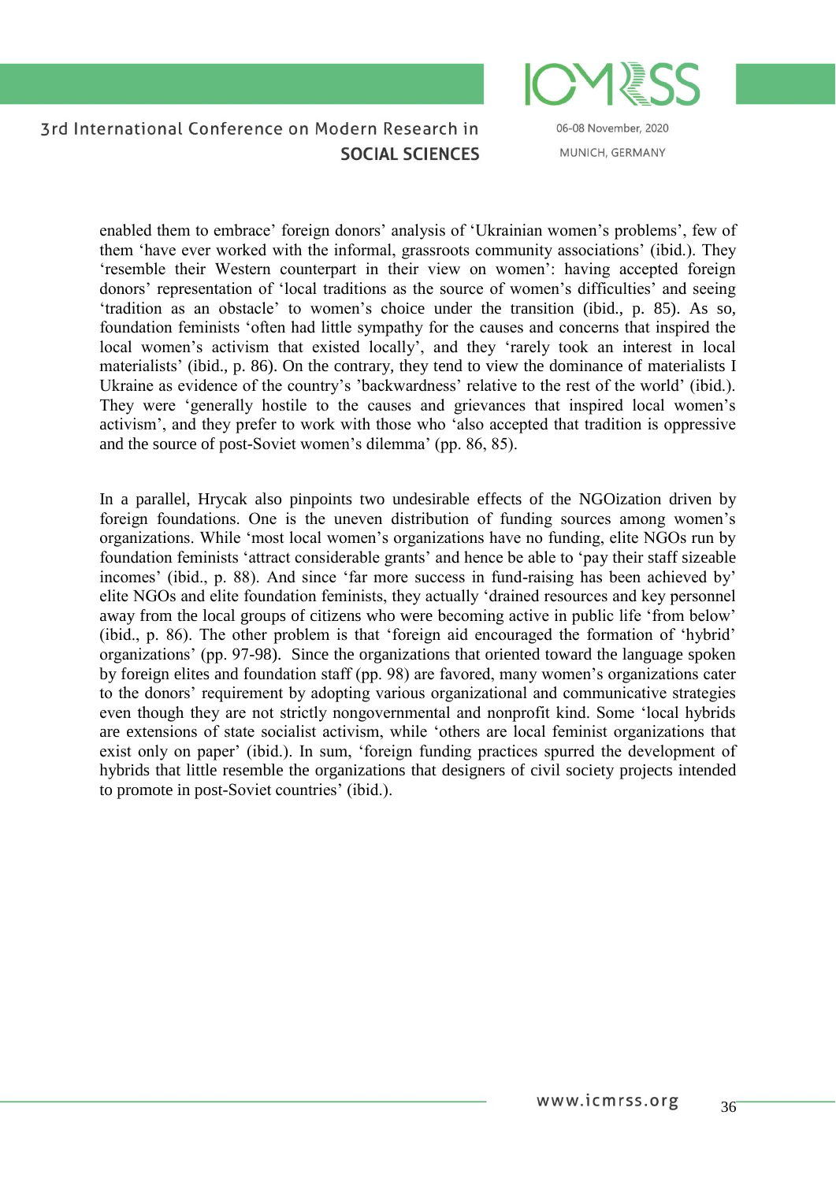enabled them to embrace' foreign donors' analysis of 'Ukrainian women's problems', few of them 'have ever worked with the informal, grassroots community associations' (ibid.). They 'resemble their Western counterpart in their view on women': having accepted foreign donors' representation of 'local traditions as the source of women's difficulties' and seeing 'tradition as an obstacle' to women's choice under the transition (ibid., p. 85). As so, foundation feminists 'often had little sympathy for the causes and concerns that inspired the local women's activism that existed locally', and they 'rarely took an interest in local materialists' (ibid., p. 86). On the contrary, they tend to view the dominance of materialists I Ukraine as evidence of the country's 'backwardness' relative to the rest of the world' (ibid.). They were 'generally hostile to the causes and grievances that inspired local women's activism', and they prefer to work with those who 'also accepted that tradition is oppressive and the source of post-Soviet women's dilemma' (pp. 86, 85).

In a parallel, Hrycak also pinpoints two undesirable effects of the NGOization driven by foreign foundations. One is the uneven distribution of funding sources among women's organizations. While 'most local women's organizations have no funding, elite NGOs run by foundation feminists 'attract considerable grants' and hence be able to 'pay their staff sizeable incomes' (ibid., p. 88). And since 'far more success in fund-raising has been achieved by' elite NGOs and elite foundation feminists, they actually 'drained resources and key personnel away from the local groups of citizens who were becoming active in public life 'from below' (ibid., p. 86). The other problem is that 'foreign aid encouraged the formation of 'hybrid' organizations' (pp. 97-98). Since the organizations that oriented toward the language spoken by foreign elites and foundation staff (pp. 98) are favored, many women's organizations cater to the donors' requirement by adopting various organizational and communicative strategies even though they are not strictly nongovernmental and nonprofit kind. Some 'local hybrids are extensions of state socialist activism, while 'others are local feminist organizations that exist only on paper' (ibid.). In sum, 'foreign funding practices spurred the development of hybrids that little resemble the organizations that designers of civil society projects intended to promote in post-Soviet countries' (ibid.).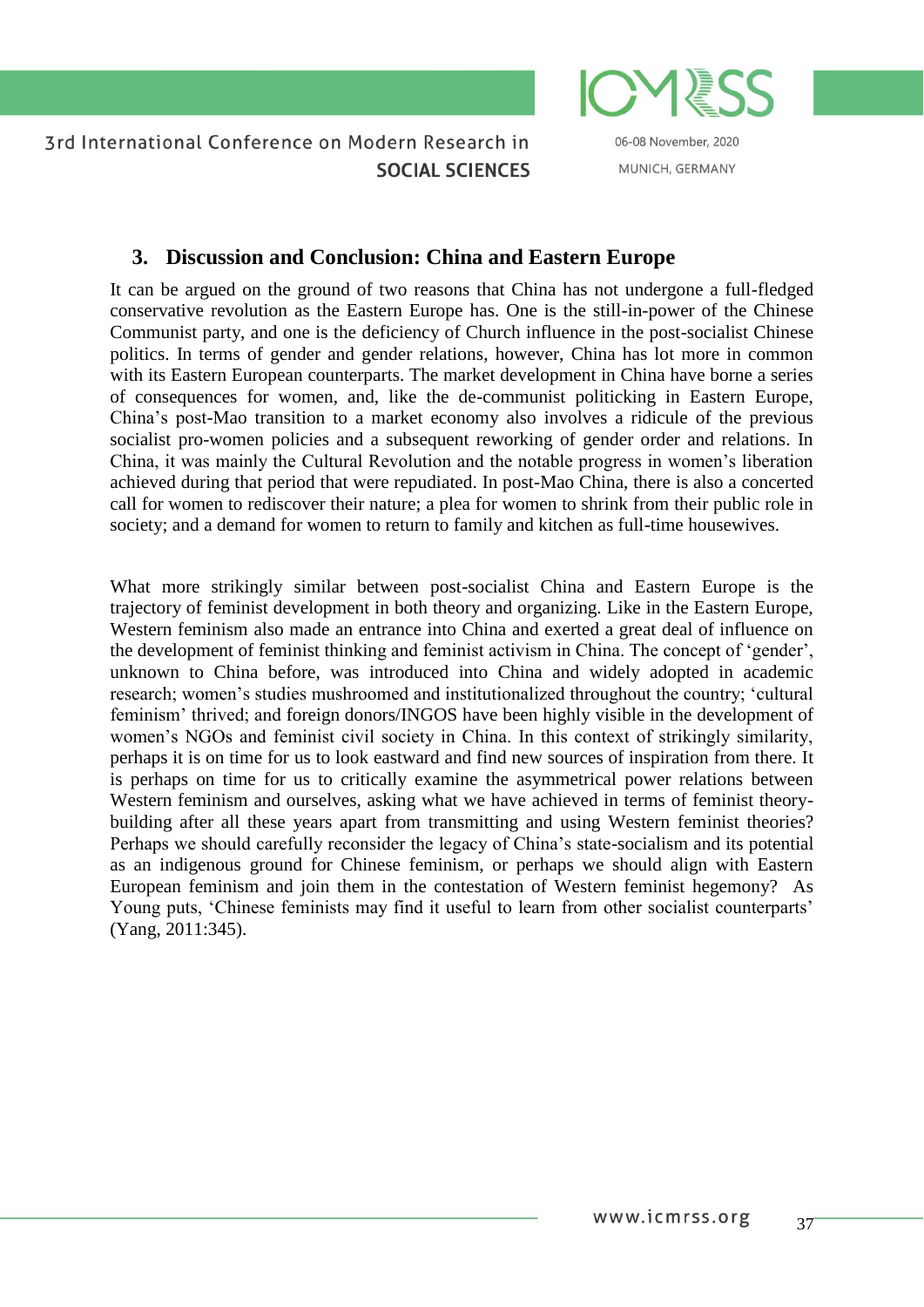## 3. Discussion and Conclusion: China and Eastern Europe

It can be argued on the ground of two reasons that China has not undergone a full-fledged conservative revolution as the Eastern Europe has. One is the still-in-power of the Chinese Communist party, and one is the deficiency of Church influence in the post-socialist Chinese politics. In terms of gender and gender relations, however, China has lot more in common with its Eastern European counterparts. The market development in China have borne a series of consequences for women, and, like the de-communist politicking in Eastern Europe, China's post-Mao transition to a market economy also involves a ridicule of the previous socialist pro-women policies and a subsequent reworking of gender order and relations. In China, it was mainly the Cultural Revolution and the notable progress in women's liberation achieved during that period that were repudiated. In post-Mao China, there is also a concerted call for women to rediscover their nature; a plea for women to shrink from their public role in society; and a demand for women to return to family and kitchen as full-time housewives.

What more strikingly similar between post-socialist China and Eastern Europe is the trajectory of feminist development in both theory and organizing. Like in the Eastern Europe, Western feminism also made an entrance into China and exerted a great deal of influence on the development of feminist thinking and feminist activism in China. The concept of 'gender', unknown to China before, was introduced into China and widely adopted in academic research; women's studies mushroomed and institutionalized throughout the country; 'cultural feminism' thrived; and foreign donors/INGOS have been highly visible in the development of women's NGOs and feminist civil society in China. In this context of strikingly similarity, perhaps it is on time for us to look eastward and find new sources of inspiration from there. It is perhaps on time for us to critically examine the asymmetrical power relations between Western feminism and ourselves, asking what we have achieved in terms of feminist theory-building after all these years apart from transmitting and using Western feminist theories? Perhaps we should carefully reconsider the legacy of China's state-socialism and its potential as an indigenous ground for Chinese feminism, or perhaps we should align with Eastern European feminism and join them in the contestation of Western feminist hegemony? As Young puts, 'Chinese feminists may find it useful to learn from other socialist counterparts' (Yang, 2011:345).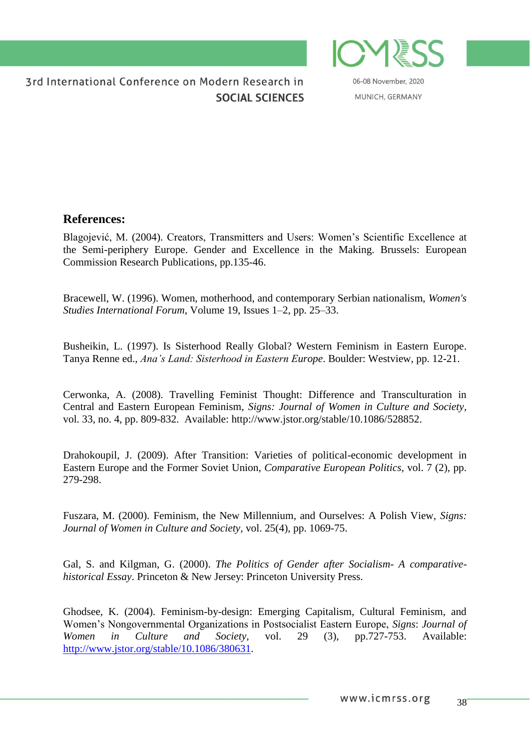**References:**

Blagojević, M. (2004). Creators, Transmitters and Users: Women's Scientific Excellence at the Semi-periphery Europe. Gender and Excellence in the Making. Brussels: European Commission Research Publications, pp.135-46.

Bracewell, W. (1996). Women, motherhood, and contemporary Serbian nationalism, *Women's Studies International Forum*, Volume 19, Issues 1–2, pp. 25–33.

Busheikin, L. (1997). Is Sisterhood Really Global? Western Feminism in Eastern Europe. Tanya Renne ed., *Ana's Land: Sisterhood in Eastern Europe*. Boulder: Westview, pp. 12-21.

Cerwonka, A. (2008). Travelling Feminist Thought: Difference and Transculturation in Central and Eastern European Feminism, *Signs: Journal of Women in Culture and Society*, vol. 33, no. 4, pp. 809-832. Available: http://www.jstor.org/stable/10.1086/528852.

Drahokoupil, J. (2009). After Transition: Varieties of political-economic development in Eastern Europe and the Former Soviet Union, *Comparative European Politics*, vol. 7 (2), pp. 279-298.

Fuszara, M. (2000). Feminism, the New Millennium, and Ourselves: A Polish View, *Signs: Journal of Women in Culture and Society*, vol. 25(4), pp. 1069-75.

Gal, S. and Kilgman, G. (2000). *The Politics of Gender after Socialism- A comparative-historical Essay*. Princeton & New Jersey: Princeton University Press.

Ghodsee, K. (2004). Feminism-by-design: Emerging Capitalism, Cultural Feminism, and Women's Nongovernmental Organizations in Postsocialist Eastern Europe, *Signs*: *Journal of Women in Culture and Society,* vol. 29 (3), pp.727-753. Available: http://www.jstor.org/stable/10.1086/380631.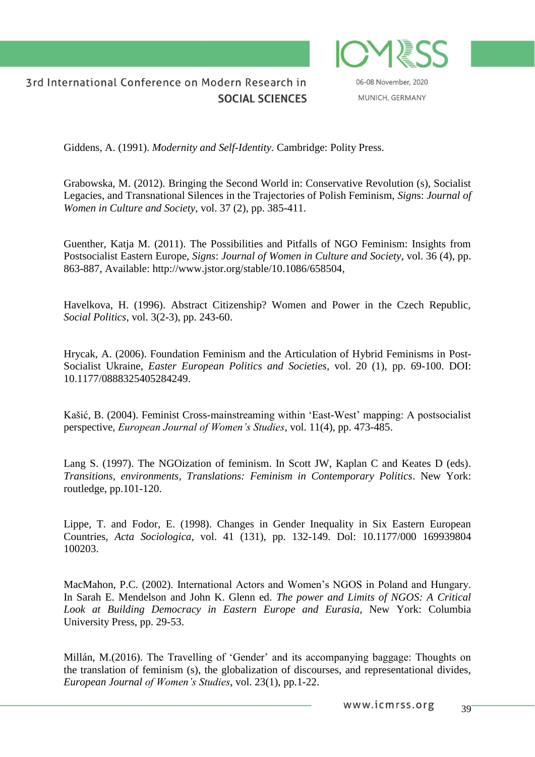Giddens, A. (1991). *Modernity and Self-Identity*. Cambridge: Polity Press.

Grabowska, M. (2012). Bringing the Second World in: Conservative Revolution (s), Socialist Legacies, and Transnational Silences in the Trajectories of Polish Feminism, *Signs*: *Journal of Women in Culture and Society*, vol. 37 (2), pp. 385-411.

Guenther, Katja M. (2011). The Possibilities and Pitfalls of NGO Feminism: Insights from Postsocialist Eastern Europe, *Signs*: *Journal of Women in Culture and Society*, vol. 36 (4), pp. 863-887, Available: http://www.jstor.org/stable/10.1086/658504,

Havelkova, H. (1996). Abstract Citizenship? Women and Power in the Czech Republic, *Social Politics*, vol. 3(2-3), pp. 243-60.

Hrycak, A. (2006). Foundation Feminism and the Articulation of Hybrid Feminisms in Post-Socialist Ukraine, *Easter European Politics and Societies*, vol. 20 (1), pp. 69-100. DOI: 10.1177/0888325405284249.

Kašić, B. (2004). Feminist Cross-mainstreaming within 'East-West' mapping: A postsocialist perspective, *European Journal of Women's Studies*, vol. 11(4), pp. 473-485.

Lang S. (1997). The NGOization of feminism. In Scott JW, Kaplan C and Keates D (eds). *Transitions, environments, Translations: Feminism in Contemporary Politics*. New York: routledge, pp.101-120.

Lippe, T. and Fodor, E. (1998). Changes in Gender Inequality in Six Eastern European Countries, *Acta Sociologica*, vol. 41 (131), pp. 132-149. Dol: 10.1177/000 169939804 100203.

MacMahon, P.C. (2002). International Actors and Women's NGOS in Poland and Hungary. In Sarah E. Mendelson and John K. Glenn ed. *The power and Limits of NGOS: A Critical Look at Building Democracy in Eastern Europe and Eurasia*, New York: Columbia University Press, pp. 29-53.

Millán, M.(2016). The Travelling of 'Gender' and its accompanying baggage: Thoughts on the translation of feminism (s), the globalization of discourses, and representational divides, *European Journal of Women's Studies*, vol. 23(1), pp.1-22.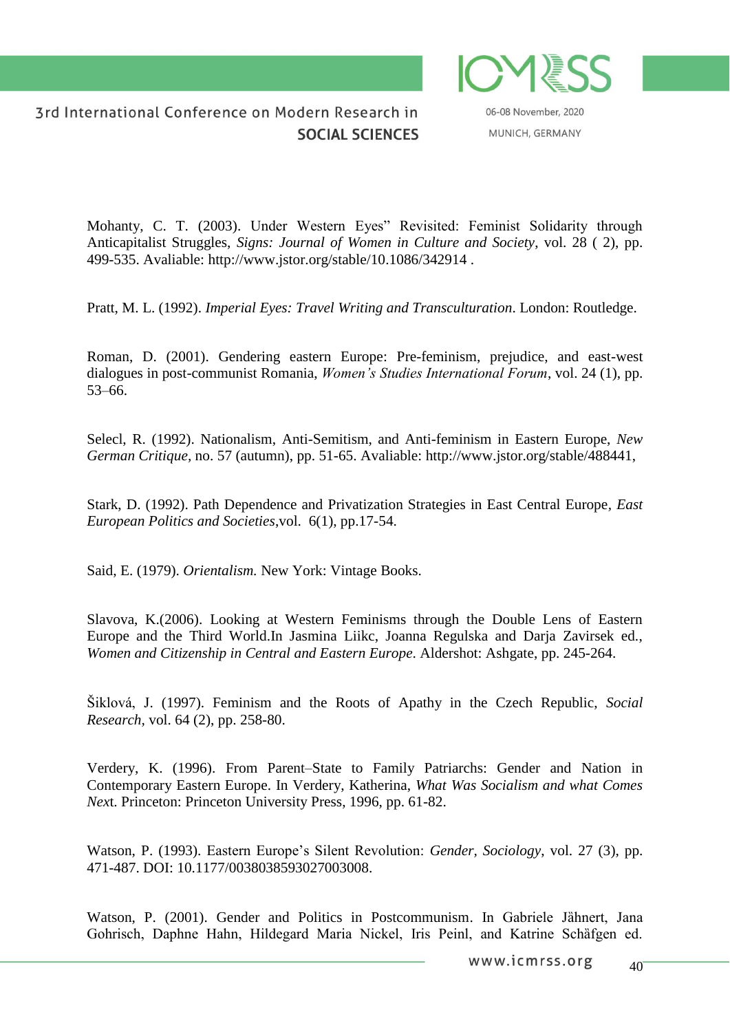Mohanty, C. T. (2003). Under Western Eyes" Revisited: Feminist Solidarity through Anticapitalist Struggles, *Signs: Journal of Women in Culture and Society*, vol. 28 ( 2), pp. 499-535. Avaliable: http://www.jstor.org/stable/10.1086/342914 .

Pratt, M. L. (1992). *Imperial Eyes: Travel Writing and Transculturation*. London: Routledge.

Roman, D. (2001). Gendering eastern Europe: Pre-feminism, prejudice, and east-west dialogues in post-communist Romania, *Women's Studies International Forum*, vol. 24 (1), pp. 53–66.

Selecl, R. (1992). Nationalism, Anti-Semitism, and Anti-feminism in Eastern Europe, *New German Critique*, no. 57 (autumn), pp. 51-65. Avaliable: http://www.jstor.org/stable/488441,

Stark, D. (1992). Path Dependence and Privatization Strategies in East Central Europe, *East European Politics and Societies*,vol. 6(1), pp.17-54.

Said, E. (1979). *Orientalism.* New York: Vintage Books.

Slavova, K.(2006). Looking at Western Feminisms through the Double Lens of Eastern Europe and the Third World.In Jasmina Liikc, Joanna Regulska and Darja Zavirsek ed., *Women and Citizenship in Central and Eastern Europe*. Aldershot: Ashgate, pp. 245-264.

Šiklová, J. (1997). Feminism and the Roots of Apathy in the Czech Republic, *Social Research*, vol. 64 (2), pp. 258-80.

Verdery, K. (1996). From Parent–State to Family Patriarchs: Gender and Nation in Contemporary Eastern Europe. In Verdery, Katherina, *What Was Socialism and what Comes Next*. Princeton: Princeton University Press, 1996, pp. 61-82.

Watson, P. (1993). Eastern Europe's Silent Revolution: *Gender*, *Sociology*, vol. 27 (3), pp. 471-487. DOI: 10.1177/0038038593027003008.

Watson, P. (2001). Gender and Politics in Postcommunism. In Gabriele Jähnert, Jana Gohrisch, Daphne Hahn, Hildegard Maria Nickel, Iris Peinl, and Katrine Schâfgen ed.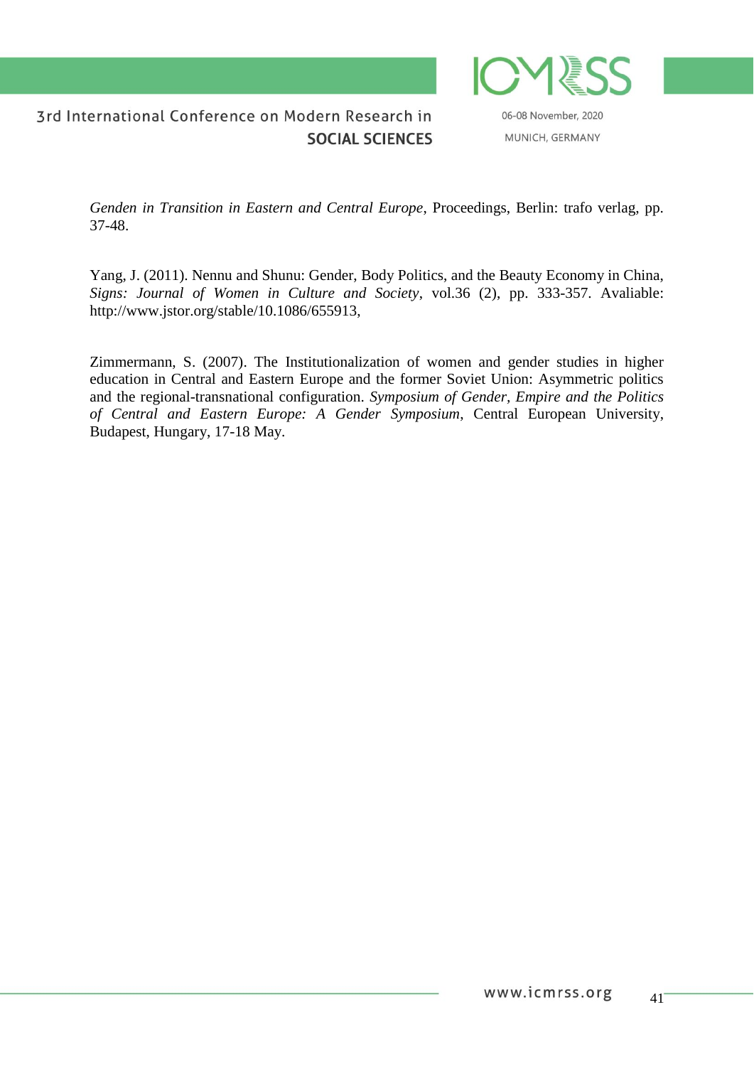*Genden in Transition in Eastern and Central Europe*, Proceedings, Berlin: trafo verlag, pp. 37-48.

Yang, J. (2011). Nennu and Shunu: Gender, Body Politics, and the Beauty Economy in China, *Signs: Journal of Women in Culture and Society*, vol.36 (2), pp. 333-357. Avaliable: http://www.jstor.org/stable/10.1086/655913,

Zimmermann, S. (2007). The Institutionalization of women and gender studies in higher education in Central and Eastern Europe and the former Soviet Union: Asymmetric politics and the regional-transnational configuration. *Symposium of Gender, Empire and the Politics of Central and Eastern Europe: A Gender Symposium*, Central European University, Budapest, Hungary, 17-18 May.